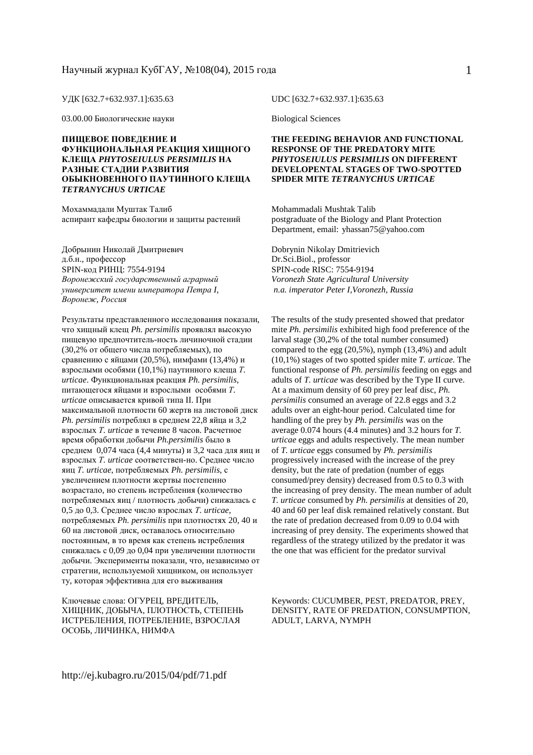УДК [632.7+632.937.1]:635.63

03.00.00 Биологические науки

## ПИЩЕВОЕ ПОВЕДЕНИЕ И ФУНКЦИОНАЛЬНАЯ РЕАКЦИЯ ХИЩНОГО КЛЕЩА *PHYTOSEIULUS PERSIMILIS* НА РАЗНЫЕ СТАДИИ РАЗВИТИЯ ОБЫКНОВЕННОГО ПАУТИННОГО КЛЕЩА *TETRANYCHUS URTICAE*

Мохаммадали Муштак Талиб
аспирант кафедры биологии и защиты растений

Добрынин Николай Дмитриевич
д.б.н., профессор
SPIN-код РИНЦ: 7554-9194
*Воронежский государственный аграрный университет имени императора Петра I, Воронеж, Россия*

Результаты представленного исследования показали, что хищный клещ *Ph. persimilis* проявлял высокую пищевую предпочтитель-ность личиночной стадии (30,2% от общего числа потребляемых), по сравнению с яйцами (20,5%), нимфами (13,4%) и взрослыми особями (10,1%) паутинного клеща *T. urticae*. Функциональная реакция *Ph. persimilis*, питающегося яйцами и взрослыми особями *T. urticae* описывается кривой типа II. При максимальной плотности 60 жертв на листовой диск *Ph. persimilis* потреблял в среднем 22,8 яйца и 3,2 взрослых *T. urticae* в течение 8 часов. Расчетное время обработки добычи *Ph.persimilis* было в среднем 0,074 часа (4,4 минуты) и 3,2 часа для яиц и взрослых *T. urticae* соответствен-но. Среднее число яиц *T. urticae*, потребляемых *Ph. persimilis*, с увеличением плотности жертвы постепенно возрастало, но степень истребления (количество потребляемых яиц / плотность добычи) снижалась с 0,5 до 0,3. Среднее число взрослых *T. urticae*, потребляемых *Ph. persimilis* при плотностях 20, 40 и 60 на листовой диск, оставалось относительно постоянным, в то время как степень истребления снижалась с 0,09 до 0,04 при увеличении плотности добычи. Эксперименты показали, что, независимо от стратегии, используемой хищником, он использует ту, которая эффективна для его выживания

Ключевые слова: ОГУРЕЦ, ВРЕДИТЕЛЬ, ХИЩНИК, ДОБЫЧА, ПЛОТНОСТЬ, СТЕПЕНЬ ИСТРЕБЛЕНИЯ, ПОТРЕБЛЕНИЕ, ВЗРОСЛАЯ ОСОБЬ, ЛИЧИНКА, НИМФА

UDC [632.7+632.937.1]:635.63

Biological Sciences

## THE FEEDING BEHAVIOR AND FUNCTIONAL RESPONSE OF THE PREDATORY MITE *PHYTOSEIULUS PERSIMILIS* ON DIFFERENT DEVELOPENTAL STAGES OF TWO-SPOTTED SPIDER MITE *TETRANYCHUS URTICAE*

Mohammadali Mushtak Talib
postgraduate of the Biology and Plant Protection Department, email: yhassan75@yahoo.com

Dobrynin Nikolay Dmitrievich
Dr.Sci.Biol., professor
SPIN-code RISC: 7554-9194
*Voronezh State Agricultural University n.a. imperator Peter I,Voronezh, Russia*

The results of the study presented showed that predator mite *Ph. persimilis* exhibited high food preference of the larval stage (30,2% of the total number consumed) compared to the egg (20,5%), nymph (13,4%) and adult (10,1%) stages of two spotted spider mite *T. urticae*. The functional response of *Ph. persimilis* feeding on eggs and adults of *T. urticae* was described by the Type II curve. At a maximum density of 60 prey per leaf disc, *Ph. persimilis* consumed an average of 22.8 eggs and 3.2 adults over an eight-hour period. Calculated time for handling of the prey by *Ph. persimilis* was on the average 0.074 hours (4.4 minutes) and 3.2 hours for *T. urticae* eggs and adults respectively. The mean number of *T. urticae* eggs consumed by *Ph. persimilis* progressively increased with the increase of the prey density, but the rate of predation (number of eggs consumed/prey density) decreased from 0.5 to 0.3 with the increasing of prey density. The mean number of adult *T. urticae* consumed by *Ph. persimilis* at densities of 20, 40 and 60 per leaf disk remained relatively constant. But the rate of predation decreased from 0.09 to 0.04 with increasing of prey density. The experiments showed that regardless of the strategy utilized by the predator it was the one that was efficient for the predator survival

Keywords: CUCUMBER, PEST, PREDATOR, PREY, DENSITY, RATE OF PREDATION, CONSUMPTION, ADULT, LARVA, NYMPH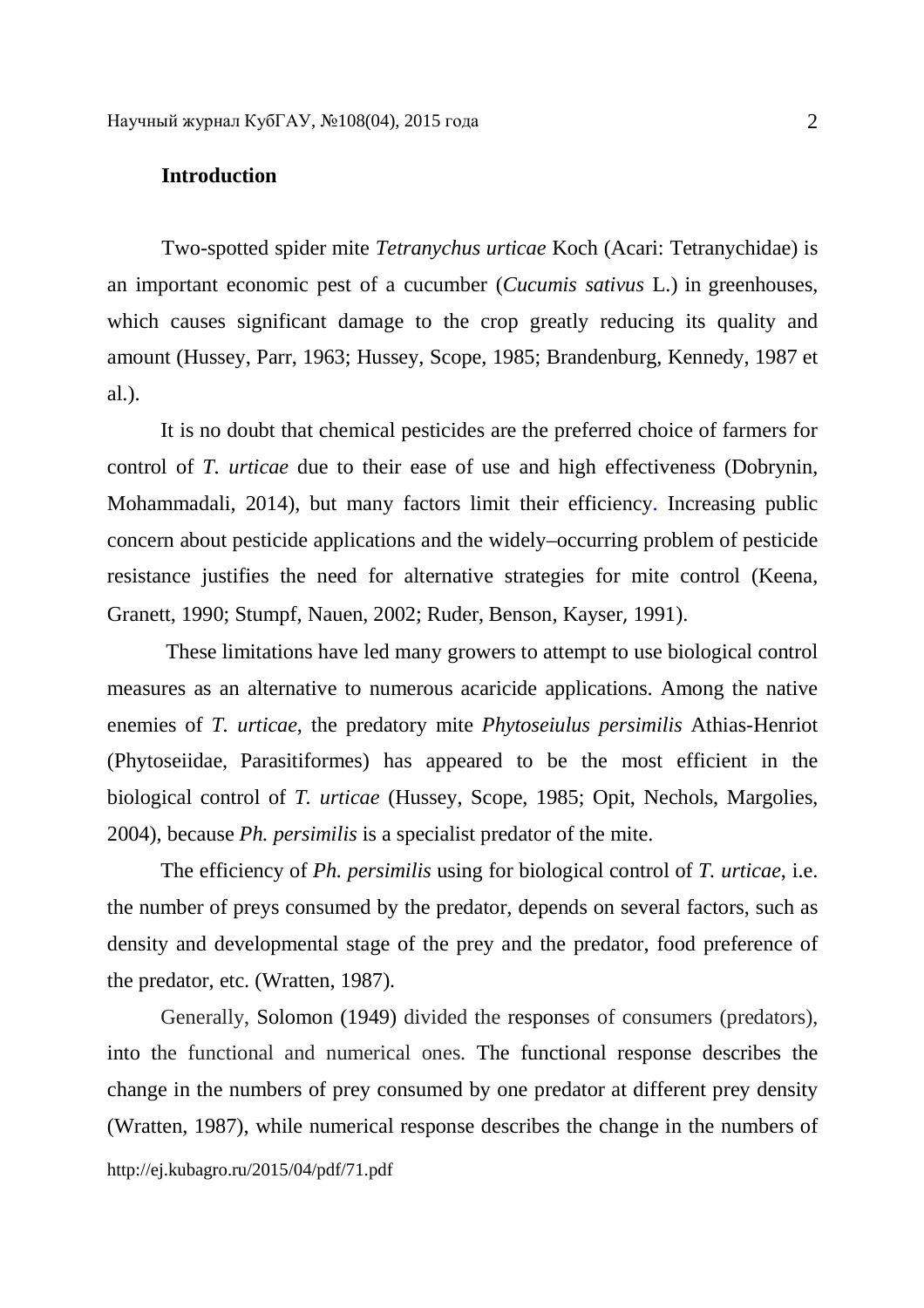## Introduction

Two-spotted spider mite *Tetranychus urticae* Koch (Acari: Tetranychidae) is an important economic pest of a cucumber (*Cucumis sativus* L.) in greenhouses, which causes significant damage to the crop greatly reducing its quality and amount (Hussey, Parr, 1963; Hussey, Scope, 1985; Brandenburg, Kennedy, 1987 et al.).

It is no doubt that chemical pesticides are the preferred choice of farmers for control of *T. urticae* due to their ease of use and high effectiveness (Dobrynin, Mohammadali, 2014), but many factors limit their efficiency. Increasing public concern about pesticide applications and the widely–occurring problem of pesticide resistance justifies the need for alternative strategies for mite control (Keena, Granett, 1990; Stumpf, Nauen, 2002; Ruder, Benson, Kayser, 1991).

These limitations have led many growers to attempt to use biological control measures as an alternative to numerous acaricide applications. Among the native enemies of *T. urticae*, the predatory mite *Phytoseiulus persimilis* Athias-Henriot (Phytoseiidae, Parasitiformes) has appeared to be the most efficient in the biological control of *T. urticae* (Hussey, Scope, 1985; Opit, Nechols, Margolies, 2004), because *Ph. persimilis* is a specialist predator of the mite.

The efficiency of *Ph. persimilis* using for biological control of *T. urticae*, i.e. the number of preys consumed by the predator, depends on several factors, such as density and developmental stage of the prey and the predator, food preference of the predator, etc. (Wratten, 1987).

Generally, Solomon (1949) divided the responses of consumers (predators), into the functional and numerical ones. The functional response describes the change in the numbers of prey consumed by one predator at different prey density (Wratten, 1987), while numerical response describes the change in the numbers of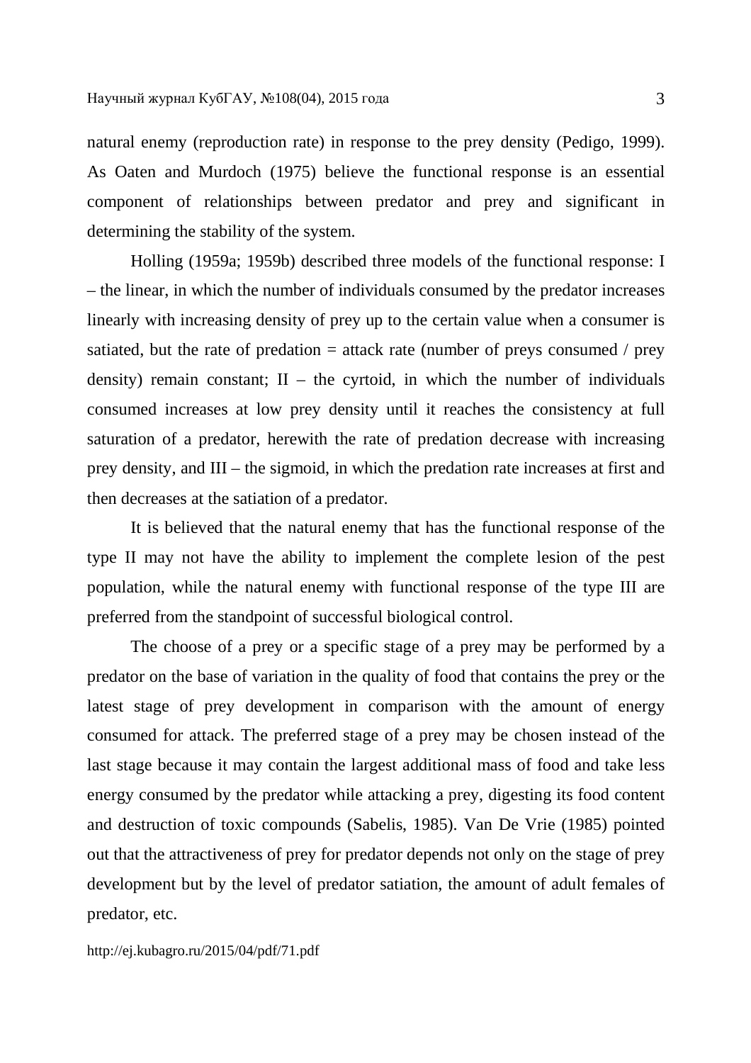natural enemy (reproduction rate) in response to the prey density (Pedigo, 1999). As Oaten and Murdoch (1975) believe the functional response is an essential component of relationships between predator and prey and significant in determining the stability of the system.

Holling (1959a; 1959b) described three models of the functional response: I – the linear, in which the number of individuals consumed by the predator increases linearly with increasing density of prey up to the certain value when a consumer is satiated, but the rate of predation = attack rate (number of preys consumed / prey density) remain constant; II – the cyrtoid, in which the number of individuals consumed increases at low prey density until it reaches the consistency at full saturation of a predator, herewith the rate of predation decrease with increasing prey density, and III – the sigmoid, in which the predation rate increases at first and then decreases at the satiation of a predator.

It is believed that the natural enemy that has the functional response of the type II may not have the ability to implement the complete lesion of the pest population, while the natural enemy with functional response of the type III are preferred from the standpoint of successful biological control.

The choose of a prey or a specific stage of a prey may be performed by a predator on the base of variation in the quality of food that contains the prey or the latest stage of prey development in comparison with the amount of energy consumed for attack. The preferred stage of a prey may be chosen instead of the last stage because it may contain the largest additional mass of food and take less energy consumed by the predator while attacking a prey, digesting its food content and destruction of toxic compounds (Sabelis, 1985). Van De Vrie (1985) pointed out that the attractiveness of prey for predator depends not only on the stage of prey development but by the level of predator satiation, the amount of adult females of predator, etc.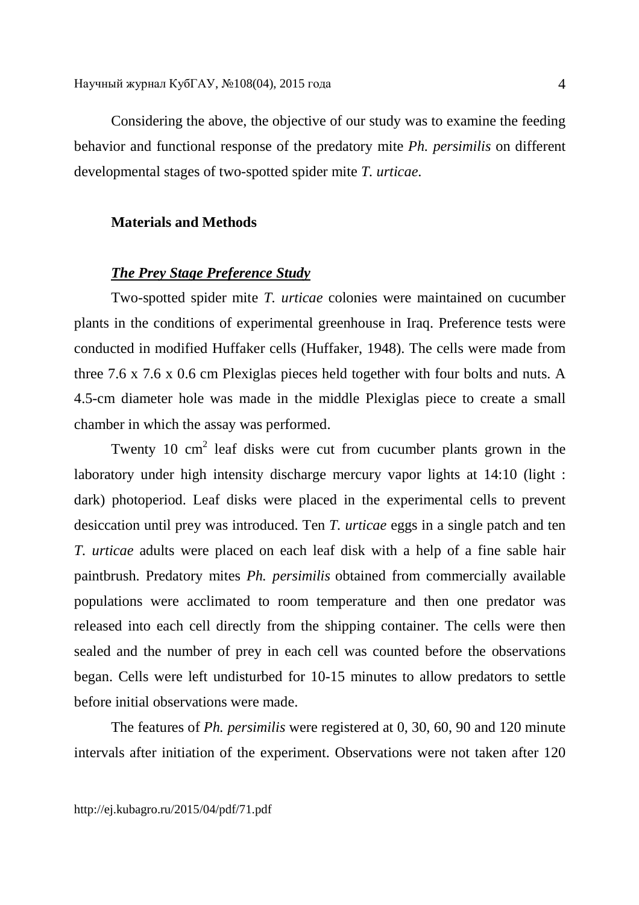Considering the above, the objective of our study was to examine the feeding behavior and functional response of the predatory mite *Ph. persimilis* on different developmental stages of two-spotted spider mite *T. urticae*.

## Materials and Methods

### ***The Prey Stage Preference Study***

Two-spotted spider mite *T. urticae* colonies were maintained on cucumber plants in the conditions of experimental greenhouse in Iraq. Preference tests were conducted in modified Huffaker cells (Huffaker, 1948). The cells were made from three 7.6 x 7.6 x 0.6 cm Plexiglas pieces held together with four bolts and nuts. A 4.5-cm diameter hole was made in the middle Plexiglas piece to create a small chamber in which the assay was performed.

Twenty 10 $cm^2$ leaf disks were cut from cucumber plants grown in the laboratory under high intensity discharge mercury vapor lights at 14:10 (light : dark) photoperiod. Leaf disks were placed in the experimental cells to prevent desiccation until prey was introduced. Ten *T. urticae* eggs in a single patch and ten *T. urticae* adults were placed on each leaf disk with a help of a fine sable hair paintbrush. Predatory mites *Ph. persimilis* obtained from commercially available populations were acclimated to room temperature and then one predator was released into each cell directly from the shipping container. The cells were then sealed and the number of prey in each cell was counted before the observations began. Cells were left undisturbed for 10-15 minutes to allow predators to settle before initial observations were made.

The features of *Ph. persimilis* were registered at 0, 30, 60, 90 and 120 minute intervals after initiation of the experiment. Observations were not taken after 120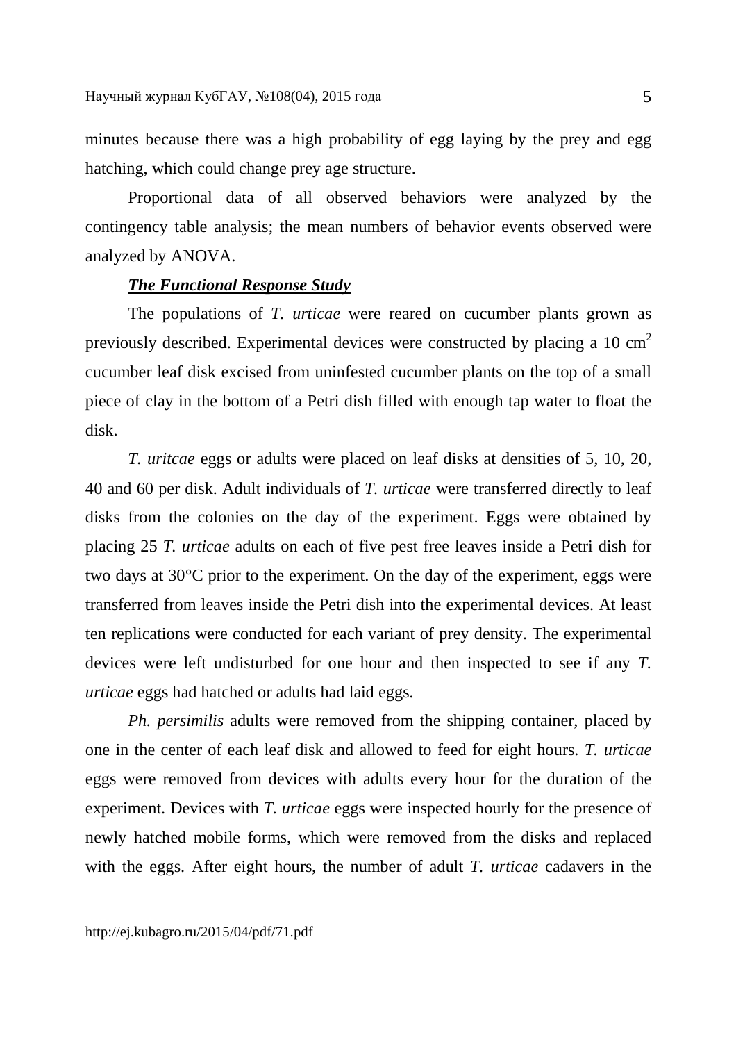minutes because there was a high probability of egg laying by the prey and egg hatching, which could change prey age structure.

Proportional data of all observed behaviors were analyzed by the contingency table analysis; the mean numbers of behavior events observed were analyzed by ANOVA.

***The Functional Response Study***

The populations of *T. urticae* were reared on cucumber plants grown as previously described. Experimental devices were constructed by placing a 10 $cm^2$ cucumber leaf disk excised from uninfested cucumber plants on the top of a small piece of clay in the bottom of a Petri dish filled with enough tap water to float the disk.

*T. uritcae* eggs or adults were placed on leaf disks at densities of 5, 10, 20, 40 and 60 per disk. Adult individuals of *T. urticae* were transferred directly to leaf disks from the colonies on the day of the experiment. Eggs were obtained by placing 25 *T. urticae* adults on each of five pest free leaves inside a Petri dish for two days at 30°C prior to the experiment. On the day of the experiment, eggs were transferred from leaves inside the Petri dish into the experimental devices. At least ten replications were conducted for each variant of prey density. The experimental devices were left undisturbed for one hour and then inspected to see if any *T. urticae* eggs had hatched or adults had laid eggs.

*Ph. persimilis* adults were removed from the shipping container, placed by one in the center of each leaf disk and allowed to feed for eight hours. *T. urticae* eggs were removed from devices with adults every hour for the duration of the experiment. Devices with *T. urticae* eggs were inspected hourly for the presence of newly hatched mobile forms, which were removed from the disks and replaced with the eggs. After eight hours, the number of adult *T. urticae* cadavers in the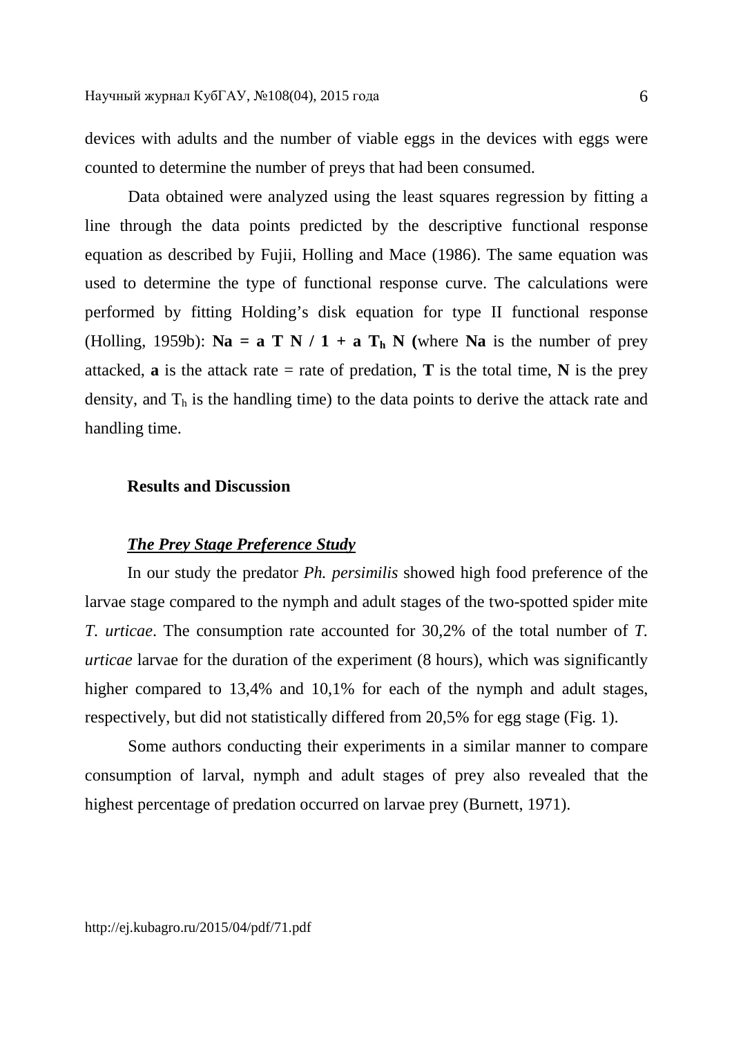devices with adults and the number of viable eggs in the devices with eggs were counted to determine the number of preys that had been consumed.

Data obtained were analyzed using the least squares regression by fitting a line through the data points predicted by the descriptive functional response equation as described by Fujii, Holling and Mace (1986). The same equation was used to determine the type of functional response curve. The calculations were performed by fitting Holding's disk equation for type II functional response (Holling, 1959b): $\mathbf{Na = a\ T\ N\ /\ 1 + a\ T_h\ N}$ (where **Na** is the number of prey attacked, **a** is the attack rate = rate of predation, **T** is the total time, **N** is the prey density, and $T_h$ is the handling time) to the data points to derive the attack rate and handling time.

## Results and Discussion

### ***The Prey Stage Preference Study***

In our study the predator *Ph. persimilis* showed high food preference of the larvae stage compared to the nymph and adult stages of the two-spotted spider mite *T. urticae*. The consumption rate accounted for 30,2% of the total number of *T. urticae* larvae for the duration of the experiment (8 hours), which was significantly higher compared to 13,4% and 10,1% for each of the nymph and adult stages, respectively, but did not statistically differed from 20,5% for egg stage (Fig. 1).

Some authors conducting their experiments in a similar manner to compare consumption of larval, nymph and adult stages of prey also revealed that the highest percentage of predation occurred on larvae prey (Burnett, 1971).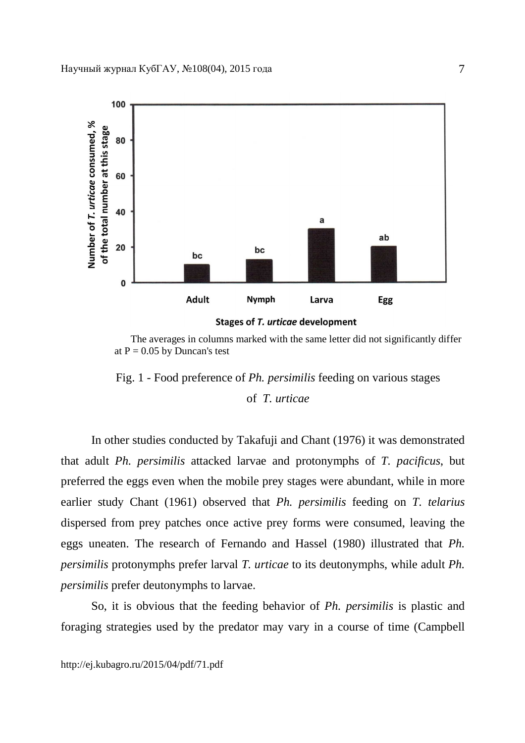The averages in columns marked with the same letter did not significantly differ at P = 0.05 by Duncan's test

Fig. 1 - Food preference of *Ph. persimilis* feeding on various stages of *T. urticae*

In other studies conducted by Takafuji and Chant (1976) it was demonstrated that adult *Ph. persimilis* attacked larvae and protonymphs of *T. pacificus*, but preferred the eggs even when the mobile prey stages were abundant, while in more earlier study Chant (1961) observed that *Ph. persimilis* feeding on *T. telarius* dispersed from prey patches once active prey forms were consumed, leaving the eggs uneaten. The research of Fernando and Hassel (1980) illustrated that *Ph. persimilis* protonymphs prefer larval *T. urticae* to its deutonymphs, while adult *Ph. persimilis* prefer deutonymphs to larvae.

So, it is obvious that the feeding behavior of *Ph. persimilis* is plastic and foraging strategies used by the predator may vary in a course of time (Campbell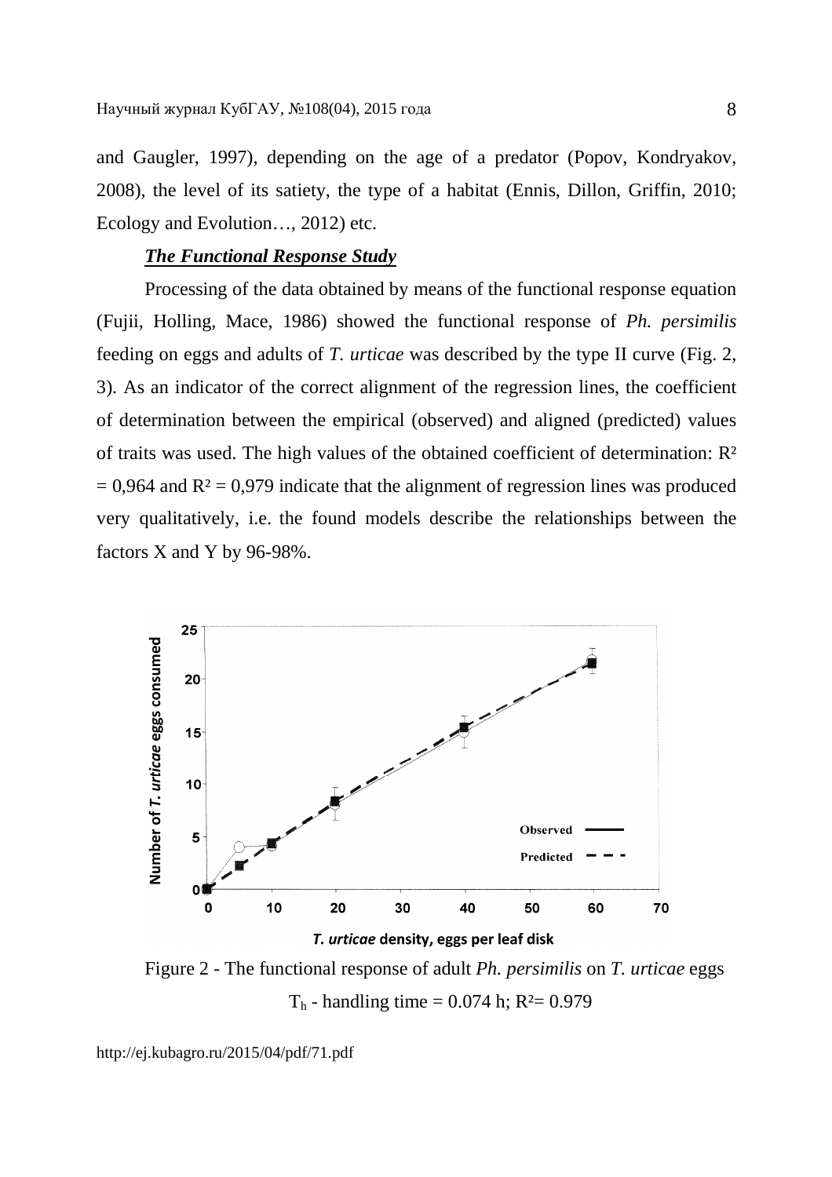and Gaugler, 1997), depending on the age of a predator (Popov, Kondryakov, 2008), the level of its satiety, the type of a habitat (Ennis, Dillon, Griffin, 2010; Ecology and Evolution…, 2012) etc.

***The Functional Response Study***

Processing of the data obtained by means of the functional response equation (Fujii, Holling, Mace, 1986) showed the functional response of *Ph. persimilis* feeding on eggs and adults of *T. urticae* was described by the type II curve (Fig. 2, 3). As an indicator of the correct alignment of the regression lines, the coefficient of determination between the empirical (observed) and aligned (predicted) values of traits was used. The high values of the obtained coefficient of determination: $R^2 = 0{,}964$ and $R^2 = 0{,}979$ indicate that the alignment of regression lines was produced very qualitatively, i.e. the found models describe the relationships between the factors X and Y by 96-98%.

Figure 2 - The functional response of adult *Ph. persimilis* on *T. urticae* eggs

$T_h$ - handling time = 0.074 h; $R^2$= 0.979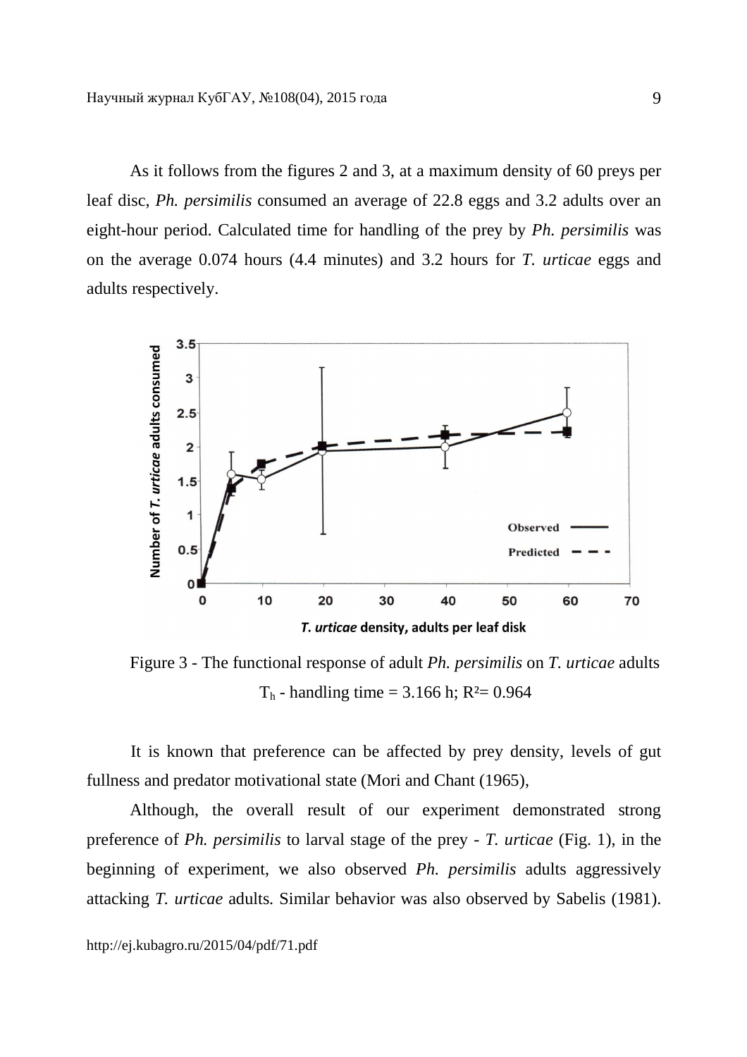As it follows from the figures 2 and 3, at a maximum density of 60 preys per leaf disc, *Ph. persimilis* consumed an average of 22.8 eggs and 3.2 adults over an eight-hour period. Calculated time for handling of the prey by *Ph. persimilis* was on the average 0.074 hours (4.4 minutes) and 3.2 hours for *T. urticae* eggs and adults respectively.

Figure 3 - The functional response of adult *Ph. persimilis* on *T. urticae* adults
$T_h$ - handling time = 3.166 h; $R^2$= 0.964

It is known that preference can be affected by prey density, levels of gut fullness and predator motivational state (Mori and Chant (1965),

Although, the overall result of our experiment demonstrated strong preference of *Ph. persimilis* to larval stage of the prey - *T. urticae* (Fig. 1), in the beginning of experiment, we also observed *Ph. persimilis* adults aggressively attacking *T. urticae* adults. Similar behavior was also observed by Sabelis (1981).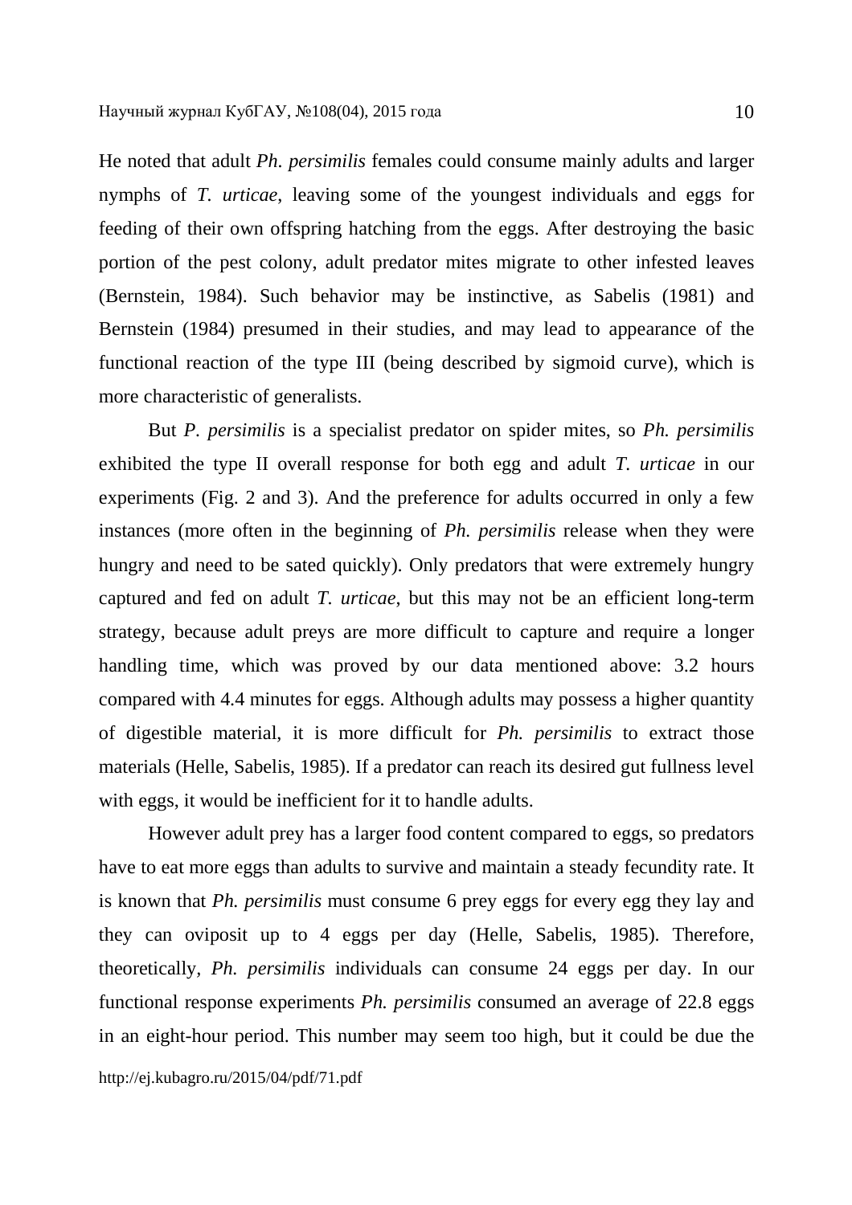He noted that adult *Ph. persimilis* females could consume mainly adults and larger nymphs of *T. urticae*, leaving some of the youngest individuals and eggs for feeding of their own offspring hatching from the eggs. After destroying the basic portion of the pest colony, adult predator mites migrate to other infested leaves (Bernstein, 1984). Such behavior may be instinctive, as Sabelis (1981) and Bernstein (1984) presumed in their studies, and may lead to appearance of the functional reaction of the type III (being described by sigmoid curve), which is more characteristic of generalists.

But *P. persimilis* is a specialist predator on spider mites, so *Ph. persimilis* exhibited the type II overall response for both egg and adult *T. urticae* in our experiments (Fig. 2 and 3). And the preference for adults occurred in only a few instances (more often in the beginning of *Ph. persimilis* release when they were hungry and need to be sated quickly). Only predators that were extremely hungry captured and fed on adult *T. urticae*, but this may not be an efficient long-term strategy, because adult preys are more difficult to capture and require a longer handling time, which was proved by our data mentioned above: 3.2 hours compared with 4.4 minutes for eggs. Although adults may possess a higher quantity of digestible material, it is more difficult for *Ph. persimilis* to extract those materials (Helle, Sabelis, 1985). If a predator can reach its desired gut fullness level with eggs, it would be inefficient for it to handle adults.

However adult prey has a larger food content compared to eggs, so predators have to eat more eggs than adults to survive and maintain a steady fecundity rate. It is known that *Ph. persimilis* must consume 6 prey eggs for every egg they lay and they can oviposit up to 4 eggs per day (Helle, Sabelis, 1985). Therefore, theoretically, *Ph. persimilis* individuals can consume 24 eggs per day. In our functional response experiments *Ph. persimilis* consumed an average of 22.8 eggs in an eight-hour period. This number may seem too high, but it could be due the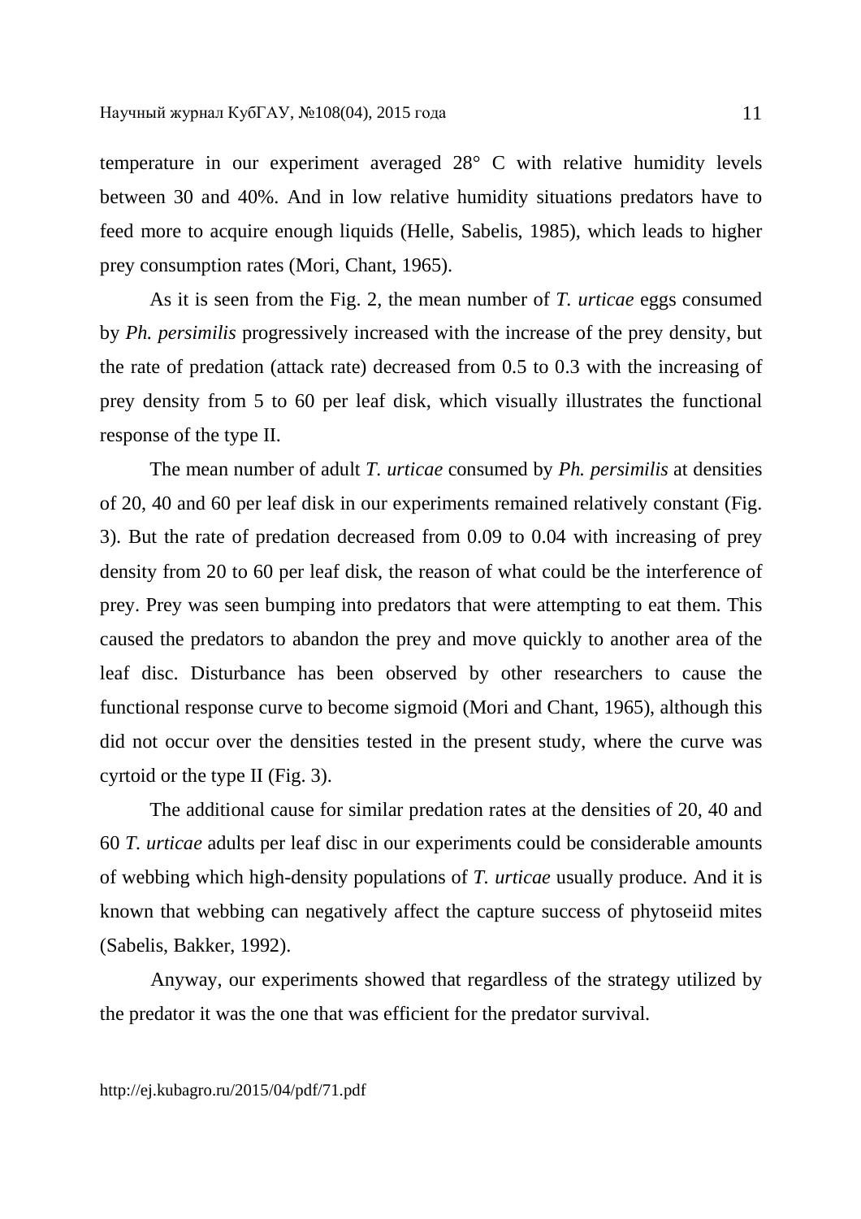temperature in our experiment averaged 28° C with relative humidity levels between 30 and 40%. And in low relative humidity situations predators have to feed more to acquire enough liquids (Helle, Sabelis, 1985), which leads to higher prey consumption rates (Mori, Chant, 1965).

As it is seen from the Fig. 2, the mean number of *T. urticae* eggs consumed by *Ph. persimilis* progressively increased with the increase of the prey density, but the rate of predation (attack rate) decreased from 0.5 to 0.3 with the increasing of prey density from 5 to 60 per leaf disk, which visually illustrates the functional response of the type II.

The mean number of adult *T. urticae* consumed by *Ph. persimilis* at densities of 20, 40 and 60 per leaf disk in our experiments remained relatively constant (Fig. 3). But the rate of predation decreased from 0.09 to 0.04 with increasing of prey density from 20 to 60 per leaf disk, the reason of what could be the interference of prey. Prey was seen bumping into predators that were attempting to eat them. This caused the predators to abandon the prey and move quickly to another area of the leaf disc. Disturbance has been observed by other researchers to cause the functional response curve to become sigmoid (Mori and Chant, 1965), although this did not occur over the densities tested in the present study, where the curve was cyrtoid or the type II (Fig. 3).

The additional cause for similar predation rates at the densities of 20, 40 and 60 *T. urticae* adults per leaf disc in our experiments could be considerable amounts of webbing which high-density populations of *T. urticae* usually produce. And it is known that webbing can negatively affect the capture success of phytoseiid mites (Sabelis, Bakker, 1992).

Anyway, our experiments showed that regardless of the strategy utilized by the predator it was the one that was efficient for the predator survival.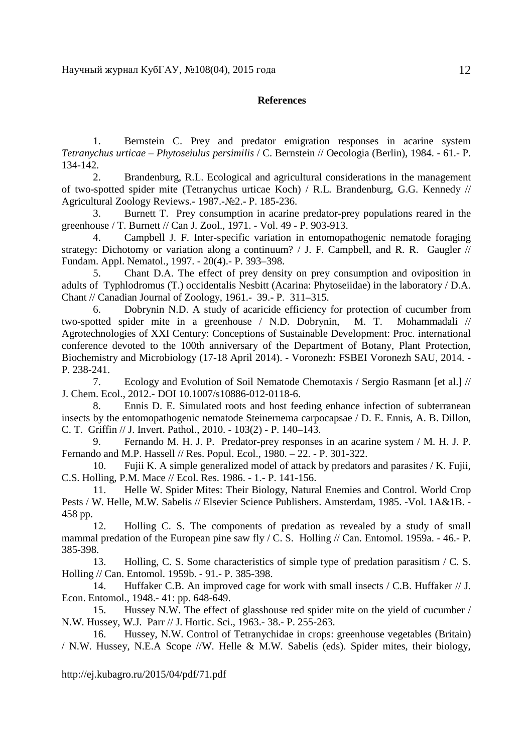**References**

1. Bernstein C. Prey and predator emigration responses in acarine system *Tetranychus urticae – Phytoseiulus persimilis* / C. Bernstein // Oecologia (Berlin), 1984. - 61.- P. 134-142.
2. Brandenburg, R.L. Ecological and agricultural considerations in the management of two-spotted spider mite (Tetranychus urticae Koch) / R.L. Brandenburg, G.G. Kennedy // Agricultural Zoology Reviews.- 1987.-№2.- P. 185-236.
3. Burnett T. Prey consumption in acarine predator-prey populations reared in the greenhouse / T. Burnett // Can J. Zool., 1971. - Vol. 49 - P. 903-913.
4. Campbell J. F. Inter-specific variation in entomopathogenic nematode foraging strategy: Dichotomy or variation along a continuum? / J. F. Campbell, and R. R. Gaugler // Fundam. Appl. Nematol., 1997. - 20(4).- P. 393–398.
5. Chant D.A. The effect of prey density on prey consumption and oviposition in adults of Typhlodromus (T.) occidentalis Nesbitt (Acarina: Phytoseiidae) in the laboratory / D.A. Chant // Canadian Journal of Zoology, 1961.- 39.- P. 311–315.
6. Dobrynin N.D. A study of acaricide efficiency for protection of cucumber from two-spotted spider mite in a greenhouse / N.D. Dobrynin, M. T. Mohammadali // Agrotechnologies of XXI Century: Conceptions of Sustainable Development: Proc. international conference devoted to the 100th anniversary of the Department of Botany, Plant Protection, Biochemistry and Microbiology (17-18 April 2014). - Voronezh: FSBEI Voronezh SAU, 2014. - P. 238-241.
7. Ecology and Evolution of Soil Nematode Chemotaxis / Sergio Rasmann [et al.] // J. Chem. Ecol., 2012.- DOI 10.1007/s10886-012-0118-6.
8. Ennis D. E. Simulated roots and host feeding enhance infection of subterranean insects by the entomopathogenic nematode Steinernema carpocapsae / D. E. Ennis, A. B. Dillon, C. T. Griffin // J. Invert. Pathol., 2010. - 103(2) - P. 140–143.
9. Fernando M. H. J. P. Predator-prey responses in an acarine system / M. H. J. P. Fernando and M.P. Hassell // Res. Popul. Ecol., 1980. – 22. - P. 301-322.
10. Fujii K. A simple generalized model of attack by predators and parasites / K. Fujii, C.S. Holling, P.M. Mace // Ecol. Res. 1986. - 1.- P. 141-156.
11. Helle W. Spider Mites: Their Biology, Natural Enemies and Control. World Crop Pests / W. Helle, M.W. Sabelis // Elsevier Science Publishers. Amsterdam, 1985. -Vol. 1A&1B. - 458 pp.
12. Holling C. S. The components of predation as revealed by a study of small mammal predation of the European pine saw fly / C. S. Holling // Can. Entomol. 1959a. - 46.- P. 385-398.
13. Holling, C. S. Some characteristics of simple type of predation parasitism / C. S. Holling // Can. Entomol. 1959b. - 91.- P. 385-398.
14. Huffaker C.B. An improved cage for work with small insects / C.B. Huffaker // J. Econ. Entomol., 1948.- 41: pp. 648-649.
15. Hussey N.W. The effect of glasshouse red spider mite on the yield of cucumber / N.W. Hussey, W.J. Parr // J. Hortic. Sci., 1963.- 38.- P. 255-263.
16. Hussey, N.W. Control of Tetranychidae in crops: greenhouse vegetables (Britain) / N.W. Hussey, N.E.A Scope //W. Helle & M.W. Sabelis (eds). Spider mites, their biology,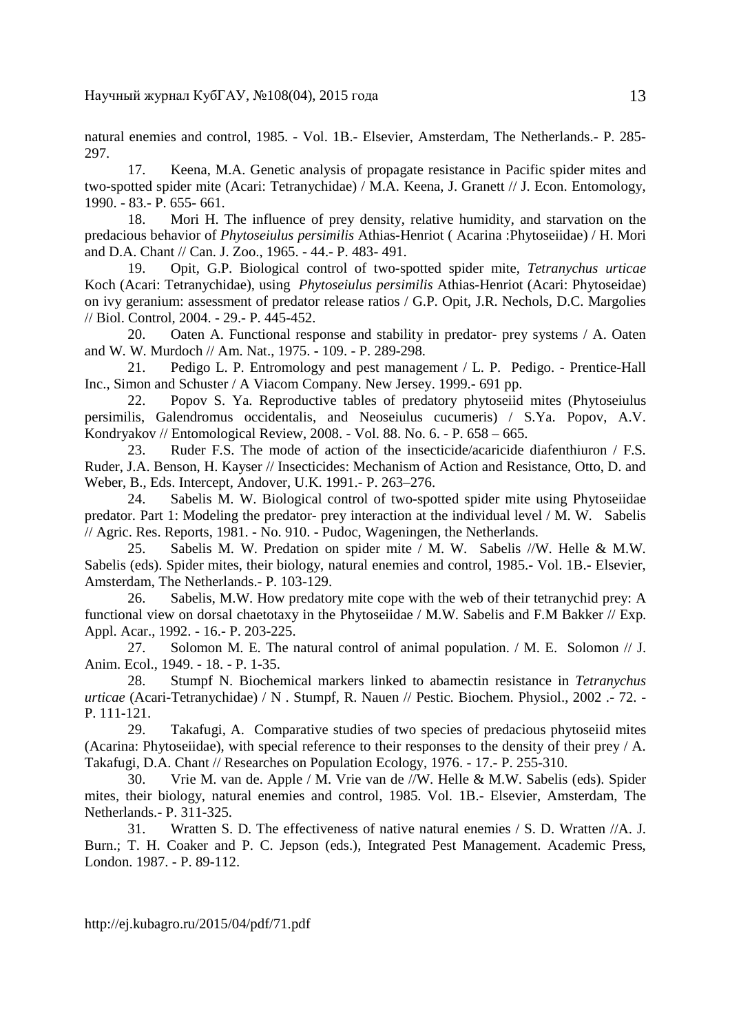natural enemies and control, 1985. - Vol. 1B.- Elsevier, Amsterdam, The Netherlands.- P. 285-297.

17. Keena, M.A. Genetic analysis of propagate resistance in Pacific spider mites and two-spotted spider mite (Acari: Tetranychidae) / M.A. Keena, J. Granett // J. Econ. Entomology, 1990. - 83.- P. 655- 661.

18. Mori H. The influence of prey density, relative humidity, and starvation on the predacious behavior of *Phytoseiulus persimilis* Athias-Henriot ( Acarina :Phytoseiidae) / H. Mori and D.A. Chant // Can. J. Zoo., 1965. - 44.- P. 483- 491.

19. Opit, G.P. Biological control of two-spotted spider mite, *Tetranychus urticae* Koch (Acari: Tetranychidae), using *Phytoseiulus persimilis* Athias-Henriot (Acari: Phytoseidae) on ivy geranium: assessment of predator release ratios / G.P. Opit, J.R. Nechols, D.C. Margolies // Biol. Control, 2004. - 29.- P. 445-452.

20. Oaten A. Functional response and stability in predator- prey systems / A. Oaten and W. W. Murdoch // Am. Nat., 1975. - 109. - P. 289-298.

21. Pedigo L. P. Entromology and pest management / L. P. Pedigo. - Prentice-Hall Inc., Simon and Schuster / A Viacom Company. New Jersey. 1999.- 691 pp.

22. Popov S. Ya. Reproductive tables of predatory phytoseiid mites (Phytoseiulus persimilis, Galendromus occidentalis, and Neoseiulus cucumeris) / S.Ya. Popov, A.V. Kondryakov // Entomological Review, 2008. - Vol. 88. No. 6. - P. 658 – 665.

23. Ruder F.S. The mode of action of the insecticide/acaricide diafenthiuron / F.S. Ruder, J.A. Benson, H. Kayser // Insecticides: Mechanism of Action and Resistance, Otto, D. and Weber, B., Eds. Intercept, Andover, U.K. 1991.- P. 263–276.

24. Sabelis M. W. Biological control of two-spotted spider mite using Phytoseiidae predator. Part 1: Modeling the predator- prey interaction at the individual level / M. W. Sabelis // Agric. Res. Reports, 1981. - No. 910. - Pudoc, Wageningen, the Netherlands.

25. Sabelis M. W. Predation on spider mite / M. W. Sabelis //W. Helle & M.W. Sabelis (eds). Spider mites, their biology, natural enemies and control, 1985.- Vol. 1B.- Elsevier, Amsterdam, The Netherlands.- P. 103-129.

26. Sabelis, M.W. How predatory mite cope with the web of their tetranychid prey: A functional view on dorsal chaetotaxy in the Phytoseiidae / M.W. Sabelis and F.M Bakker // Exp. Appl. Acar., 1992. - 16.- P. 203-225.

27. Solomon M. E. The natural control of animal population. / M. E. Solomon // J. Anim. Ecol., 1949. - 18. - P. 1-35.

28. Stumpf N. Biochemical markers linked to abamectin resistance in *Tetranychus urticae* (Acari-Tetranychidae) / N . Stumpf, R. Nauen // Pestic. Biochem. Physiol., 2002 .- 72. - P. 111-121.

29. Takafugi, A. Comparative studies of two species of predacious phytoseiid mites (Acarina: Phytoseiidae), with special reference to their responses to the density of their prey / A. Takafugi, D.A. Chant // Researches on Population Ecology, 1976. - 17.- P. 255-310.

30. Vrie M. van de. Apple / M. Vrie van de //W. Helle & M.W. Sabelis (eds). Spider mites, their biology, natural enemies and control, 1985. Vol. 1B.- Elsevier, Amsterdam, The Netherlands.- P. 311-325.

31. Wratten S. D. The effectiveness of native natural enemies / S. D. Wratten //A. J. Burn.; T. H. Coaker and P. C. Jepson (eds.), Integrated Pest Management. Academic Press, London. 1987. - P. 89-112.